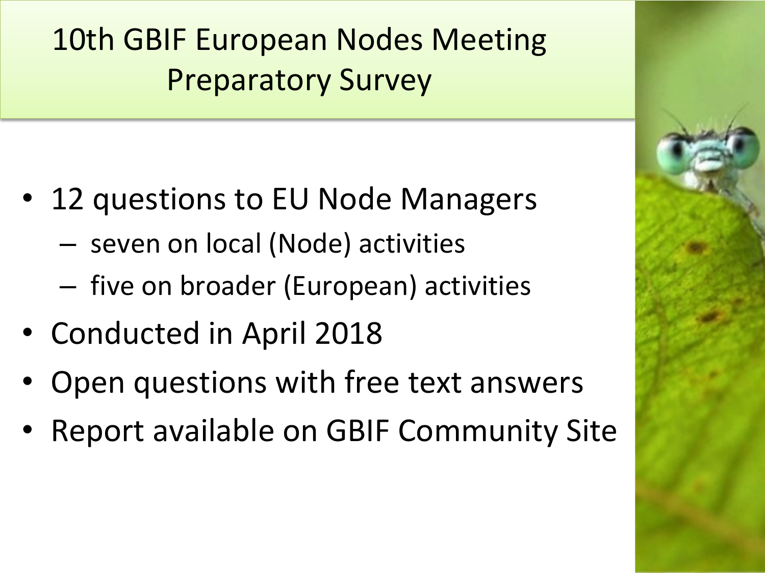# 10th GBIF European Nodes Meeting Preparatory Survey

- 12 questions to EU Node Managers
  - seven on local (Node) activities
  - five on broader (European) activities
- Conducted in April 2018
- Open questions with free text answers
- Report available on GBIF Community Site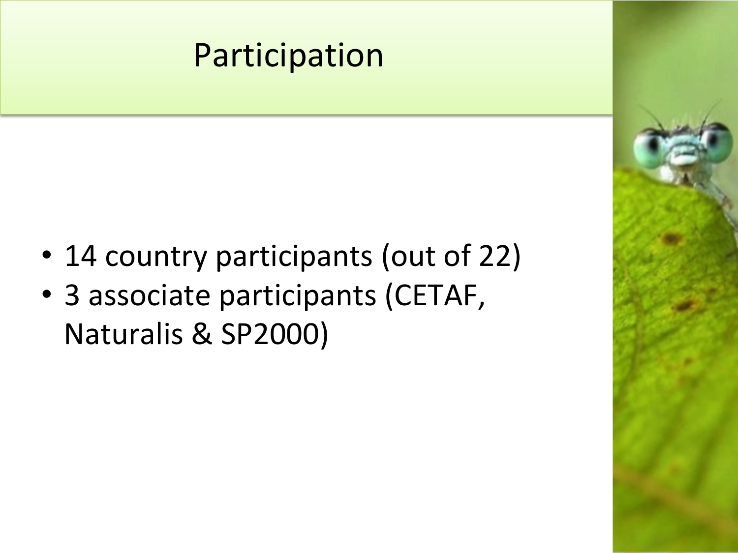# Participation

- 14 country participants (out of 22)
- 3 associate participants (CETAF, Naturalis & SP2000)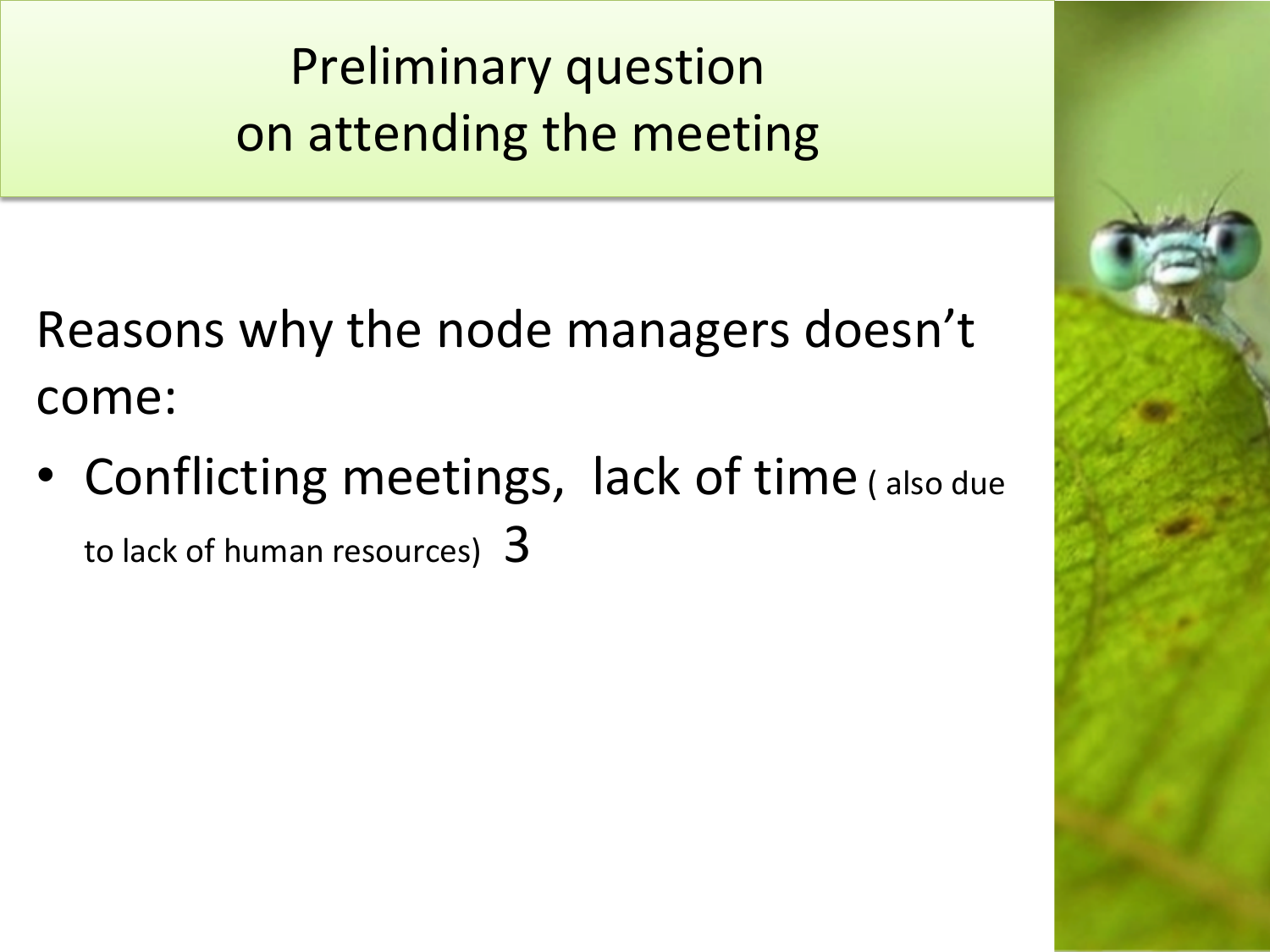# Preliminary question on attending the meeting

Reasons why the node managers doesn't come:

- Conflicting meetings, lack of time ( also due to lack of human resources) 3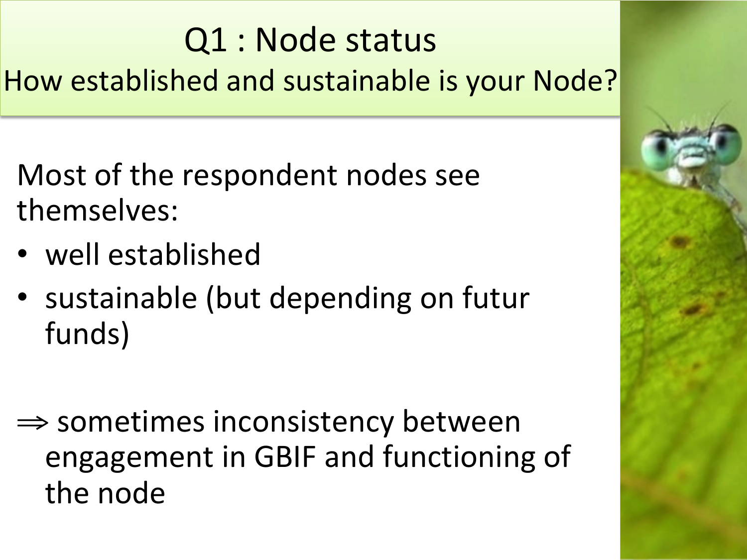# Q1 : Node status

## How established and sustainable is your Node?

Most of the respondent nodes see themselves:

- well established
- sustainable (but depending on futur funds)

$\Rightarrow$ sometimes inconsistency between engagement in GBIF and functioning of the node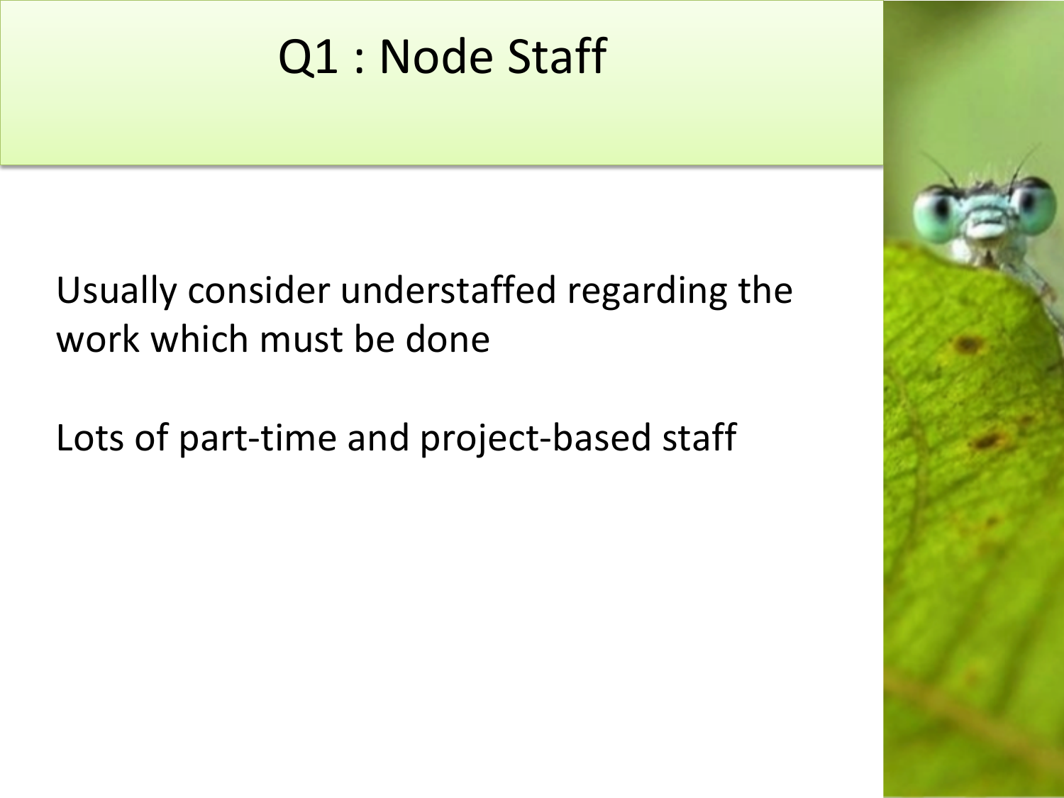# Q1 : Node Staff

Usually consider understaffed regarding the work which must be done

Lots of part-time and project-based staff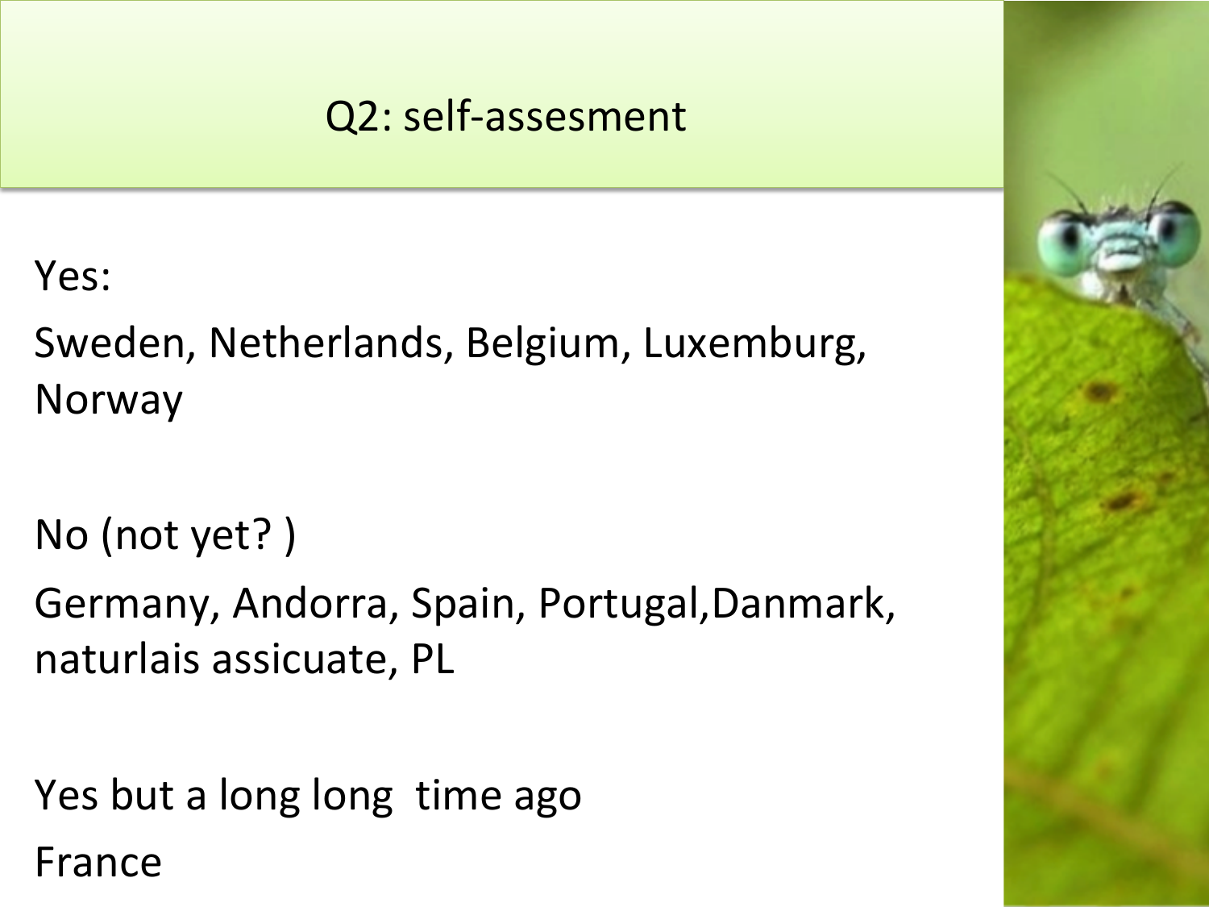# Q2: self-assesment

Yes:

Sweden, Netherlands, Belgium, Luxemburg, Norway

No (not yet? )

Germany, Andorra, Spain, Portugal,Danmark, naturlais assicuate, PL

Yes but a long long time ago

France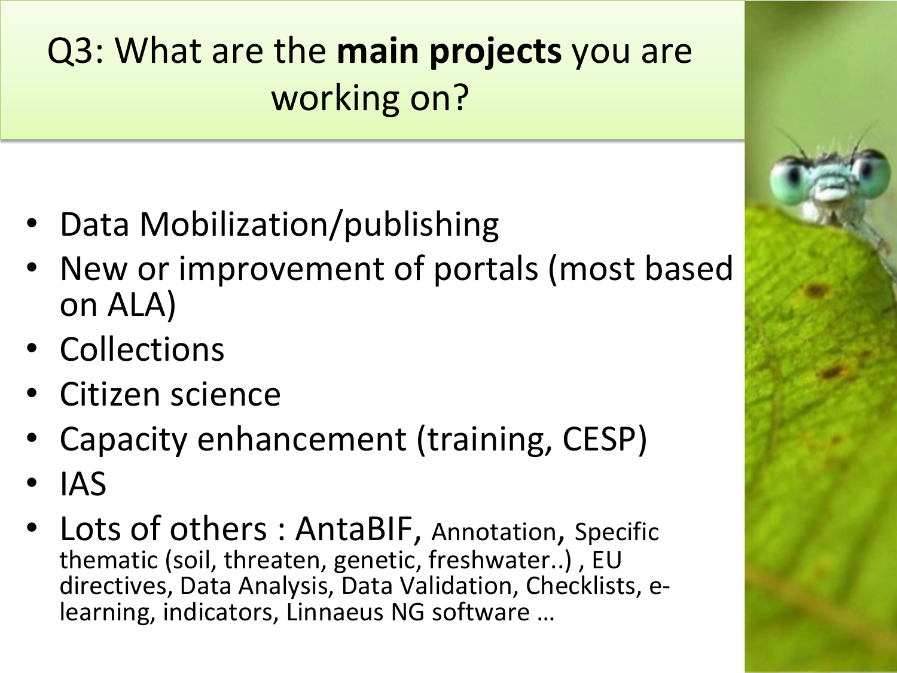# Q3: What are the **main projects** you are working on?

- Data Mobilization/publishing
- New or improvement of portals (most based on ALA)
- Collections
- Citizen science
- Capacity enhancement (training, CESP)
- IAS
- Lots of others : AntaBIF, Annotation, Specific thematic (soil, threaten, genetic, freshwater..) , EU directives, Data Analysis, Data Validation, Checklists, e-learning, indicators, Linnaeus NG software …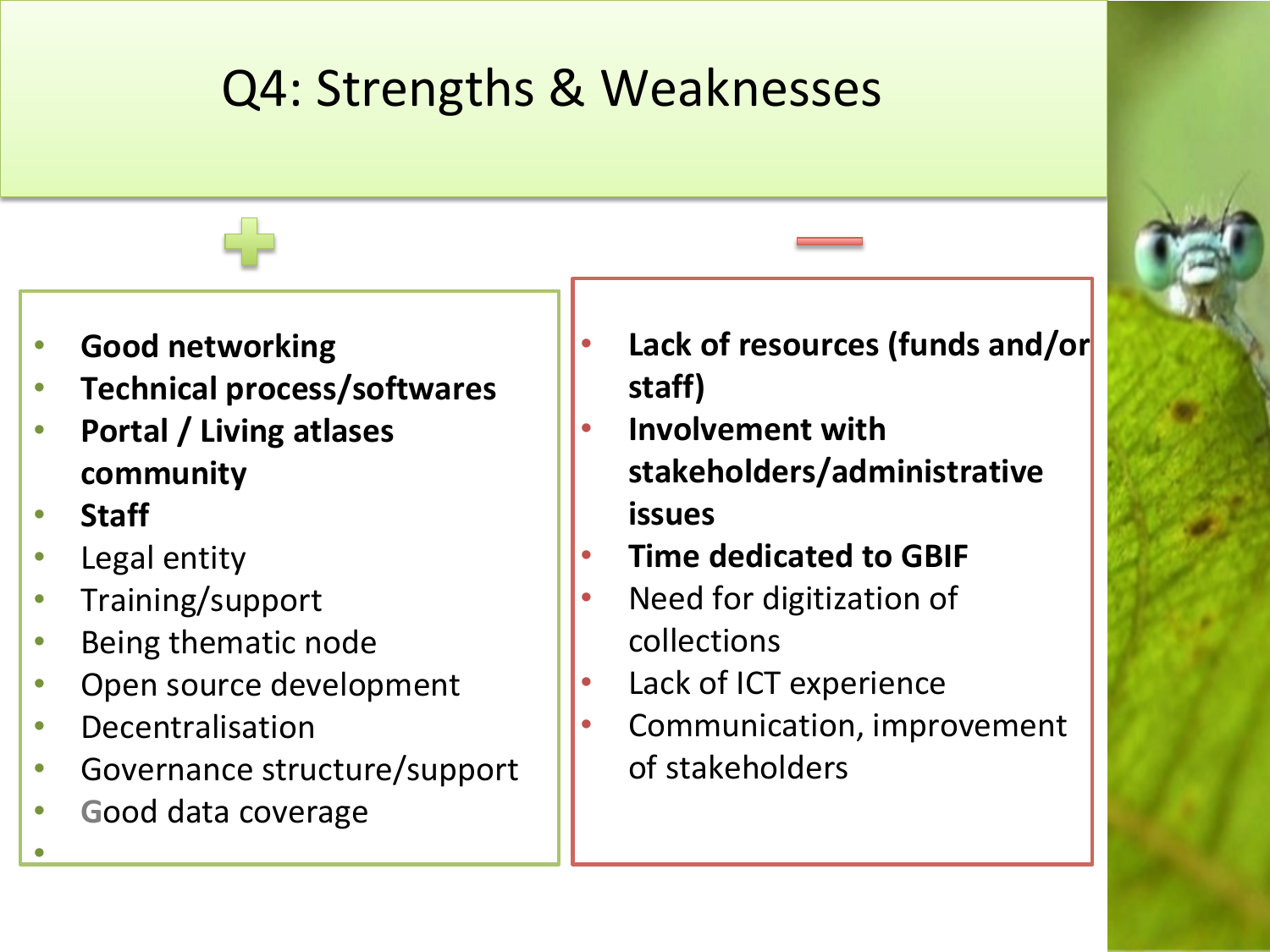# Q4: Strengths & Weaknesses

## +

- **Good networking**
- **Technical process/softwares**
- **Portal / Living atlases community**
- **Staff**
- Legal entity
- Training/support
- Being thematic node
- Open source development
- Decentralisation
- Governance structure/support
- Good data coverage

## —

- **Lack of resources (funds and/or staff)**
- **Involvement with stakeholders/administrative issues**
- **Time dedicated to GBIF**
- Need for digitization of collections
- Lack of ICT experience
- Communication, improvement of stakeholders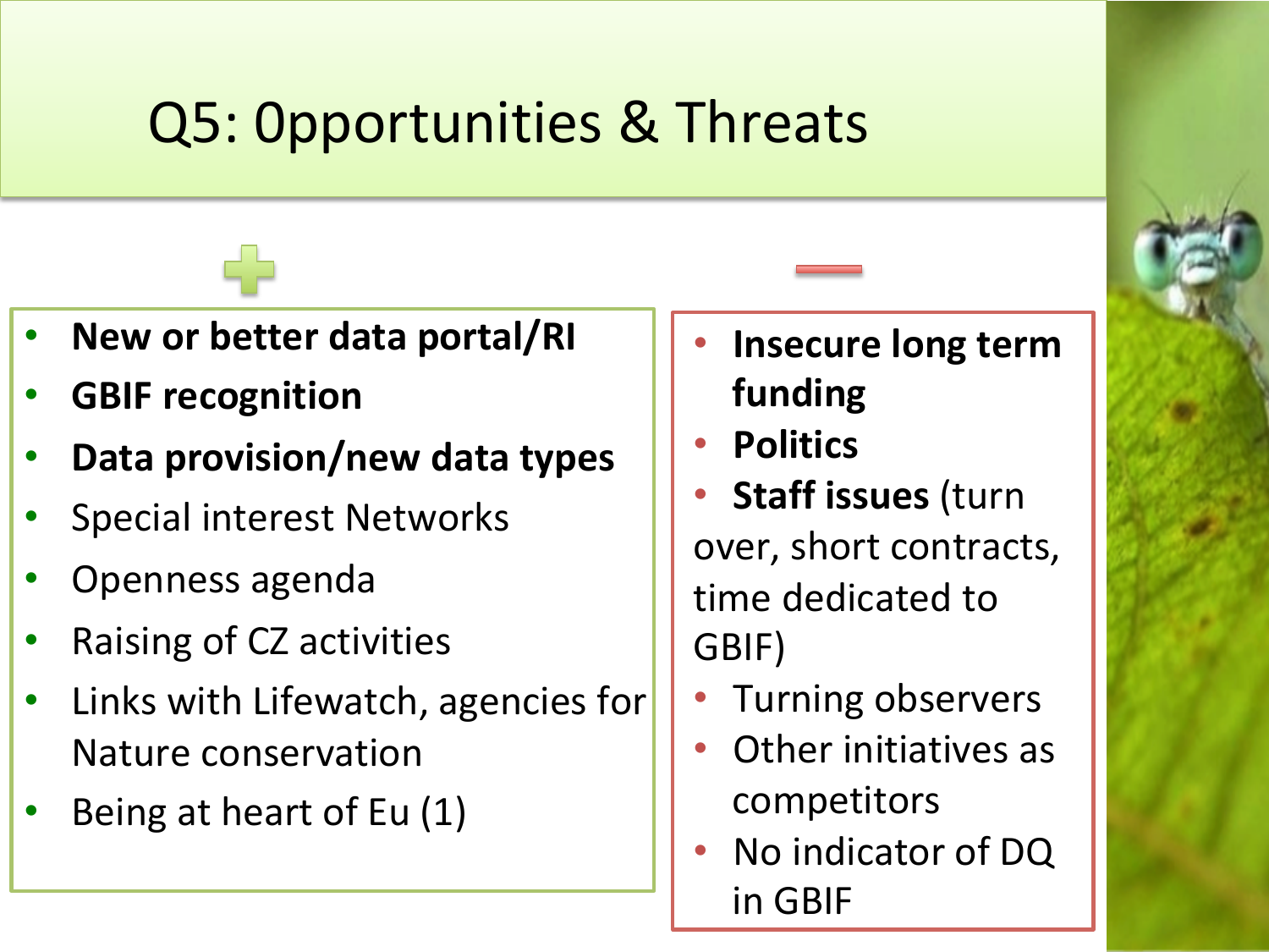# Q5: Opportunities & Threats

### +

- **New or better data portal/RI**
- **GBIF recognition**
- **Data provision/new data types**
- Special interest Networks
- Openness agenda
- Raising of CZ activities
- Links with Lifewatch, agencies for Nature conservation
- Being at heart of Eu (1)

### —

- **Insecure long term funding**
- **Politics**
- **Staff issues** (turn over, short contracts, time dedicated to GBIF)
- Turning observers
- Other initiatives as competitors
- No indicator of DQ in GBIF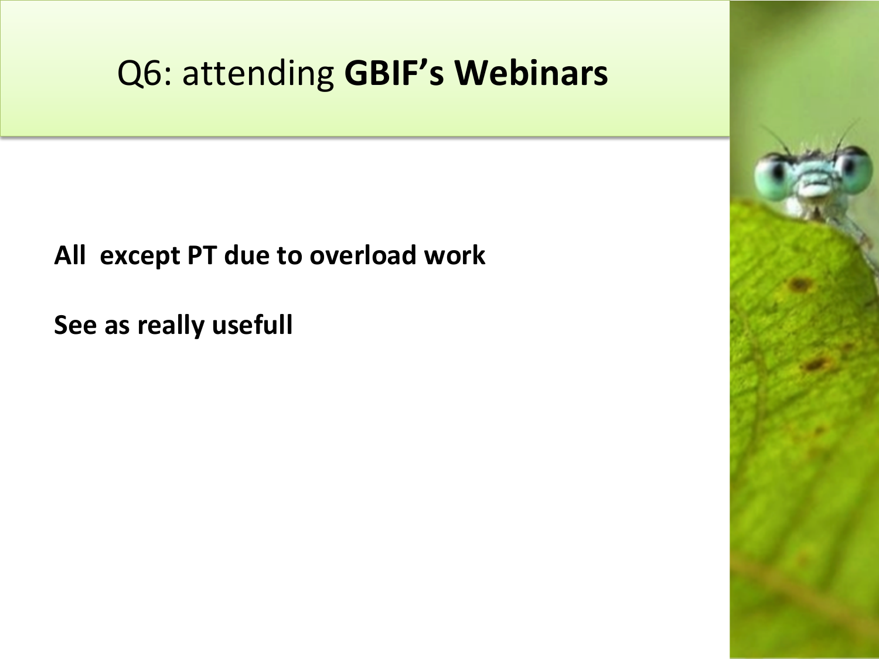# Q6: attending **GBIF's Webinars**

**All except PT due to overload work**

**See as really usefull**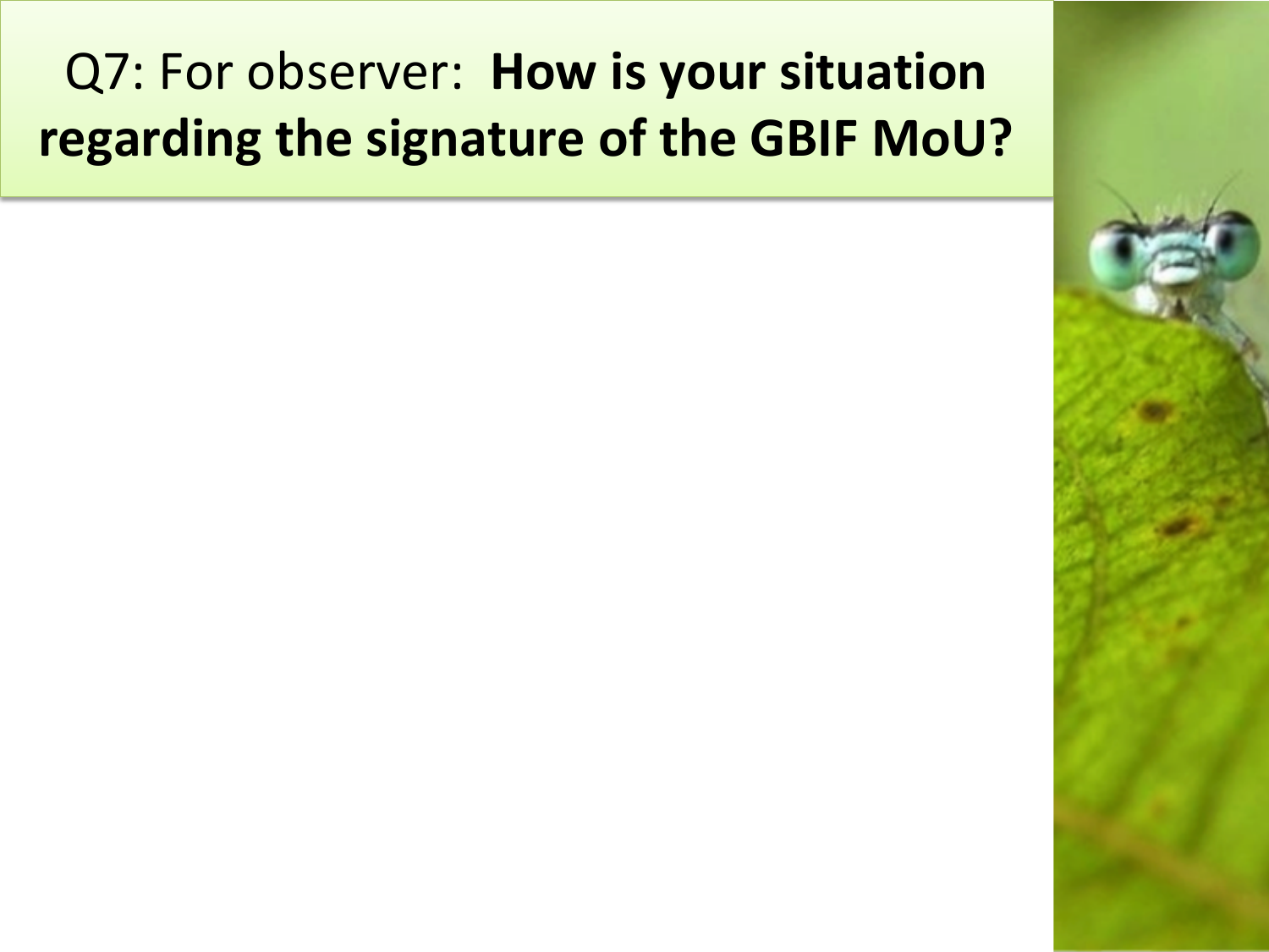# Q7: For observer: **How is your situation regarding the signature of the GBIF MoU?**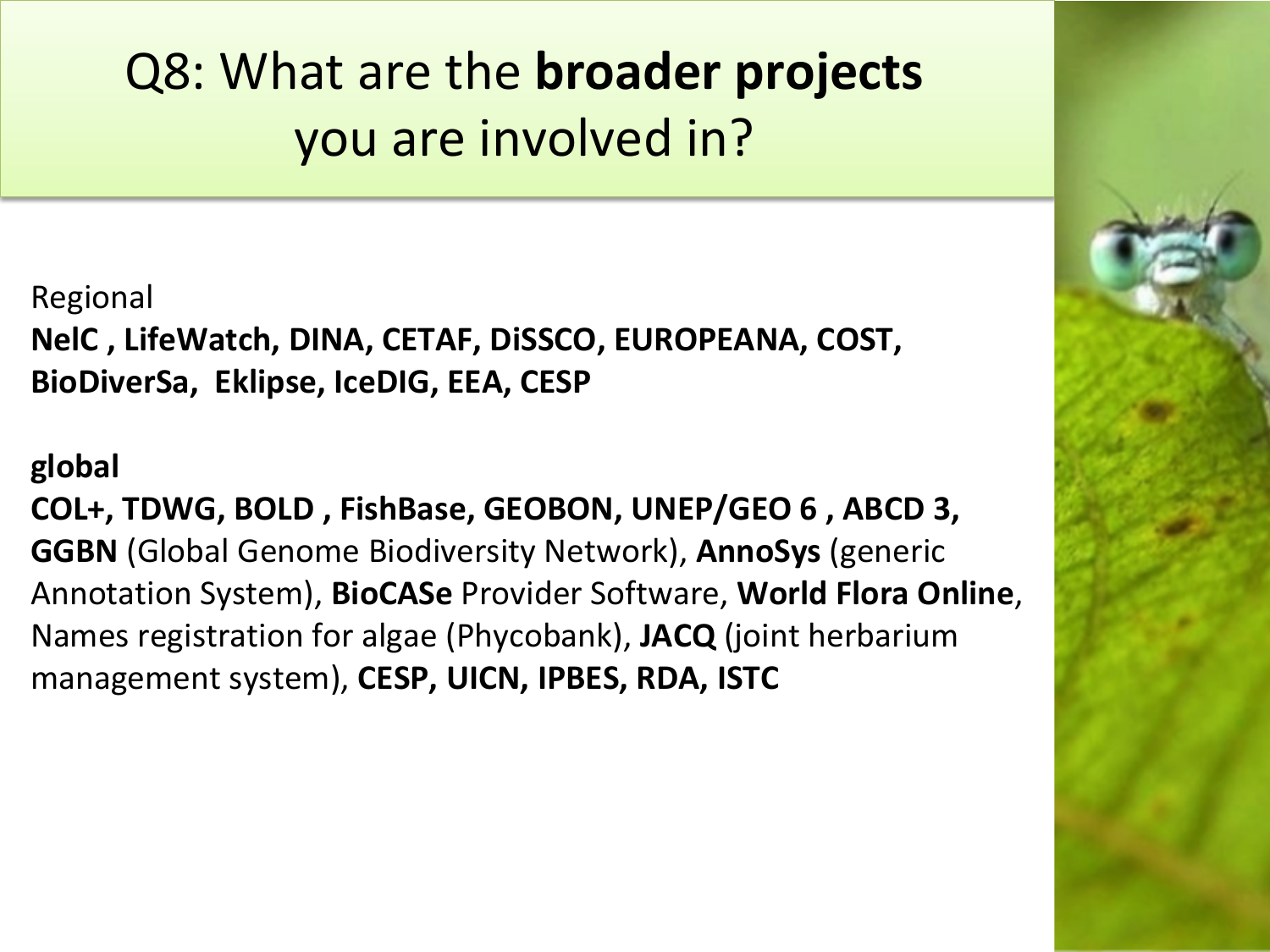# Q8: What are the **broader projects** you are involved in?

Regional

**NeIC , LifeWatch, DINA, CETAF, DiSSCO, EUROPEANA, COST, BioDiverSa, Eklipse, IceDIG, EEA, CESP**

**global**

**COL+, TDWG, BOLD , FishBase, GEOBON, UNEP/GEO 6 , ABCD 3, GGBN** (Global Genome Biodiversity Network), **AnnoSys** (generic Annotation System), **BioCASe** Provider Software, **World Flora Online**, Names registration for algae (Phycobank), **JACQ** (joint herbarium management system), **CESP, UICN, IPBES, RDA, ISTC**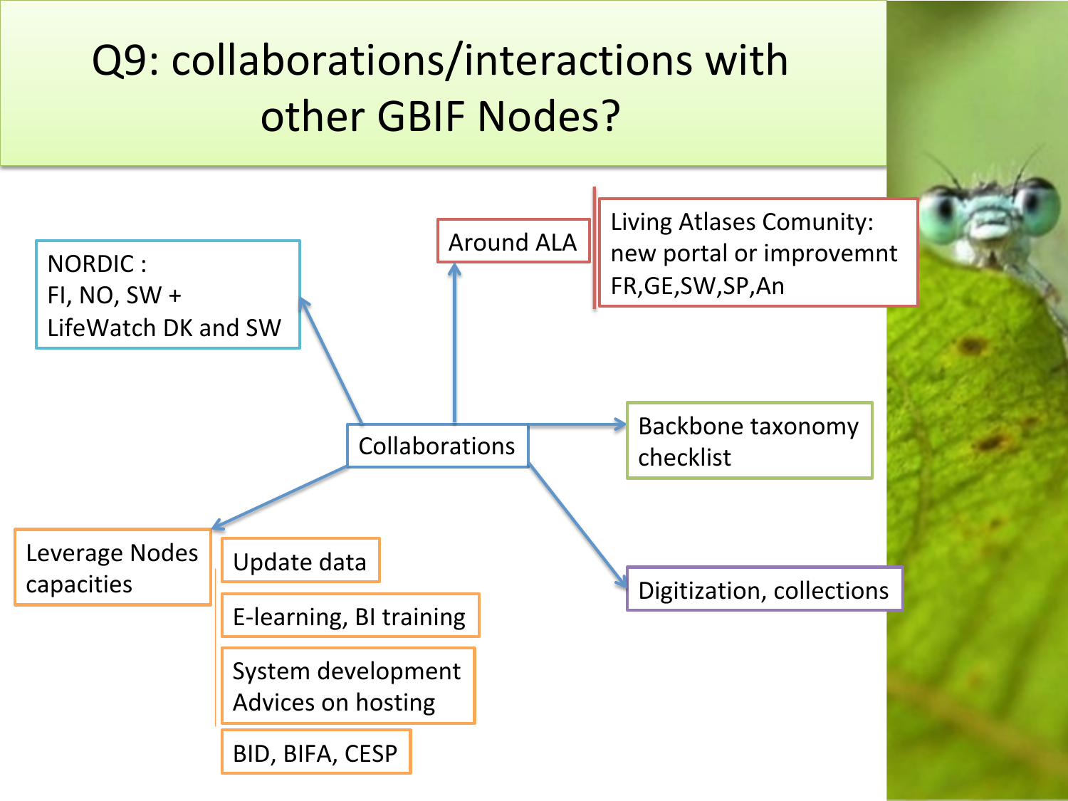# Q9: collaborations/interactions with other GBIF Nodes?

**Collaborations**

- NORDIC : FI, NO, SW + LifeWatch DK and SW
- Around ALA
  - Living Atlases Comunity: new portal or improvemnt FR,GE,SW,SP,An
- Backbone taxonomy checklist
- Digitization, collections
- Leverage Nodes capacities
  - Update data
  - E-learning, BI training
  - System development Advices on hosting
  - BID, BIFA, CESP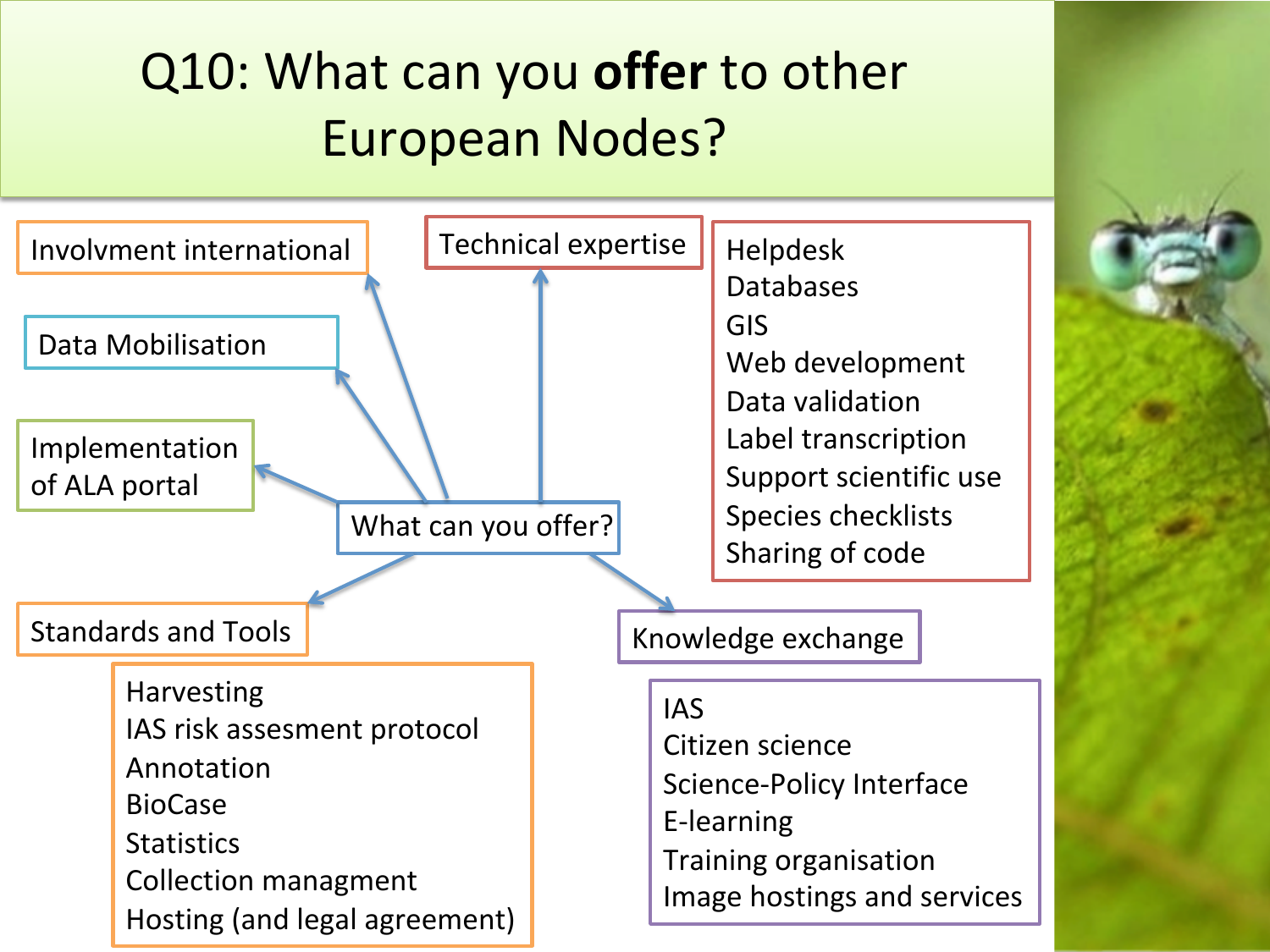# Q10: What can you **offer** to other European Nodes?

What can you offer?

- Involvment international
- Data Mobilisation
- Implementation of ALA portal
- Technical expertise
  - Helpdesk
  - Databases
  - GIS
  - Web development
  - Data validation
  - Label transcription
  - Support scientific use
  - Species checklists
  - Sharing of code
- Standards and Tools
  - Harvesting
  - IAS risk assesment protocol
  - Annotation
  - BioCase
  - Statistics
  - Collection managment
  - Hosting (and legal agreement)
- Knowledge exchange
  - IAS
  - Citizen science
  - Science-Policy Interface
  - E-learning
  - Training organisation
  - Image hostings and services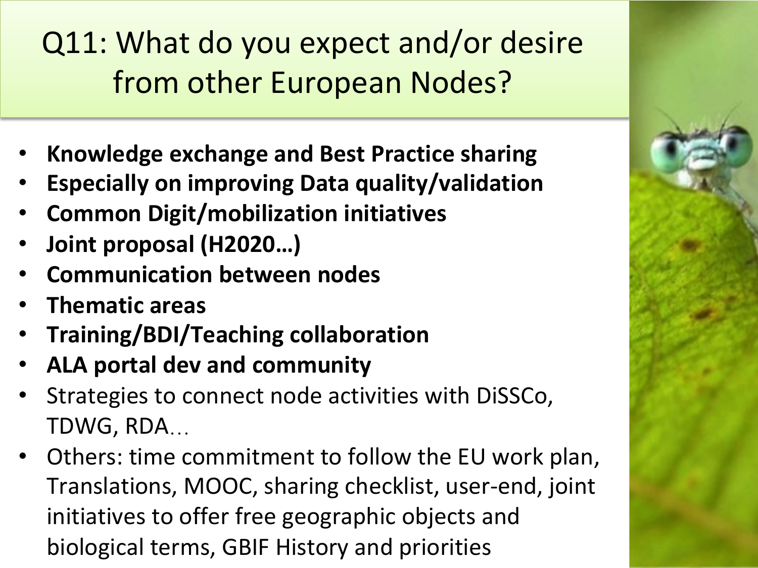# Q11: What do you expect and/or desire from other European Nodes?

- **Knowledge exchange and Best Practice sharing**
- **Especially on improving Data quality/validation**
- **Common Digit/mobilization initiatives**
- **Joint proposal (H2020…)**
- **Communication between nodes**
- **Thematic areas**
- **Training/BDI/Teaching collaboration**
- **ALA portal dev and community**
- Strategies to connect node activities with DiSSCo, TDWG, RDA…
- Others: time commitment to follow the EU work plan, Translations, MOOC, sharing checklist, user-end, joint initiatives to offer free geographic objects and biological terms, GBIF History and priorities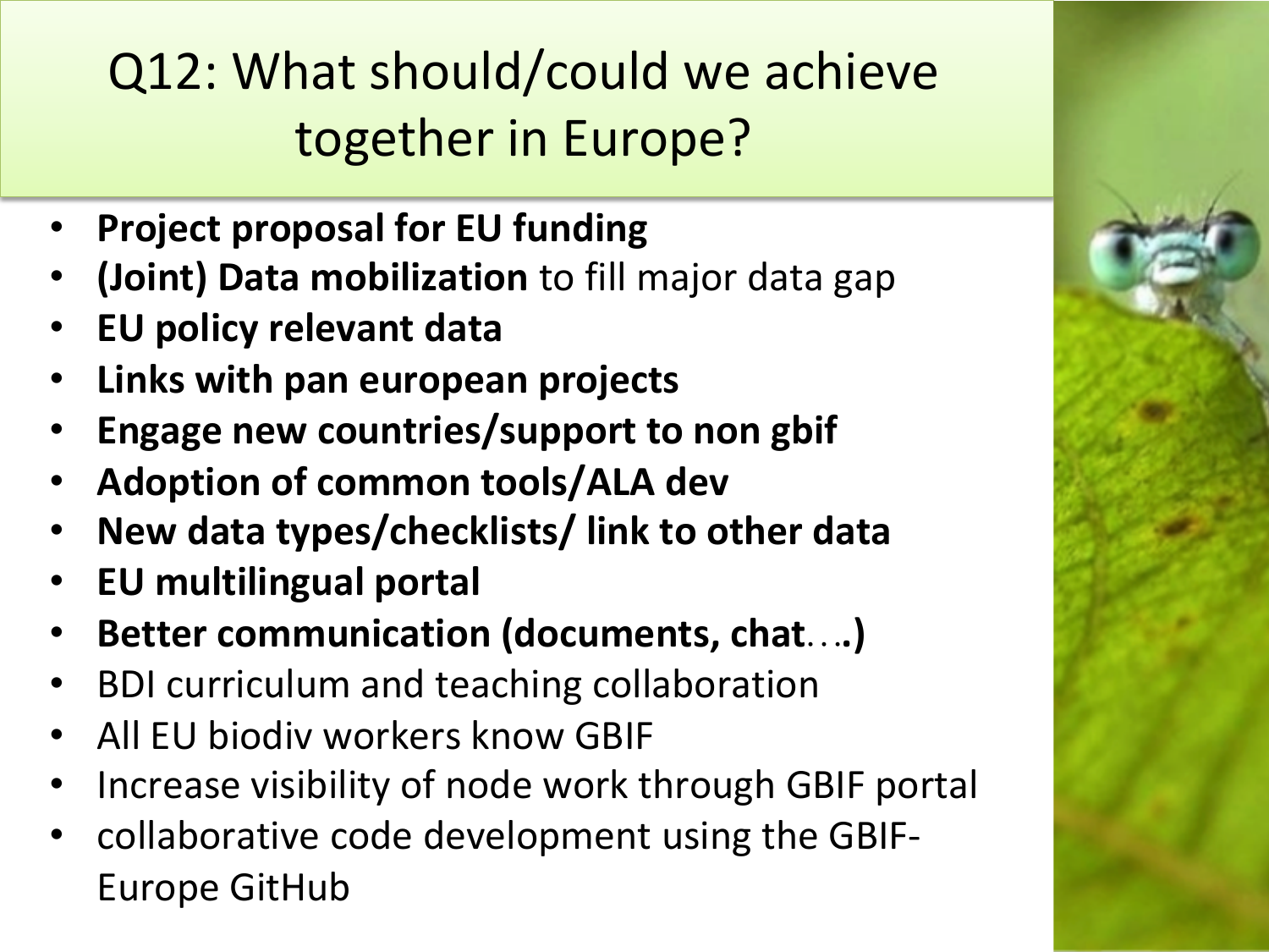# Q12: What should/could we achieve together in Europe?

- **Project proposal for EU funding**
- **(Joint) Data mobilization** to fill major data gap
- **EU policy relevant data**
- **Links with pan european projects**
- **Engage new countries/support to non gbif**
- **Adoption of common tools/ALA dev**
- **New data types/checklists/ link to other data**
- **EU multilingual portal**
- **Better communication (documents, chat….)**
- BDI curriculum and teaching collaboration
- All EU biodiv workers know GBIF
- Increase visibility of node work through GBIF portal
- collaborative code development using the GBIF-Europe GitHub